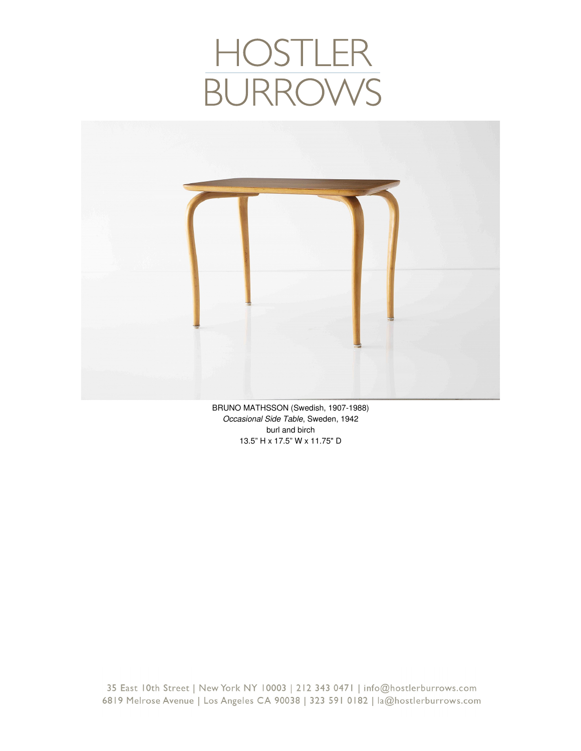# HOSTLER BURROWS

BRUNO MATHSSON (Swedish, 1907-1988)
*Occasional Side Table*, Sweden, 1942
burl and birch
13.5" H x 17.5" W x 11.75" D

35 East 10th Street | New York NY 10003 | 212 343 0471 | info@hostlerburrows.com
6819 Melrose Avenue | Los Angeles CA 90038 | 323 591 0182 | la@hostlerburrows.com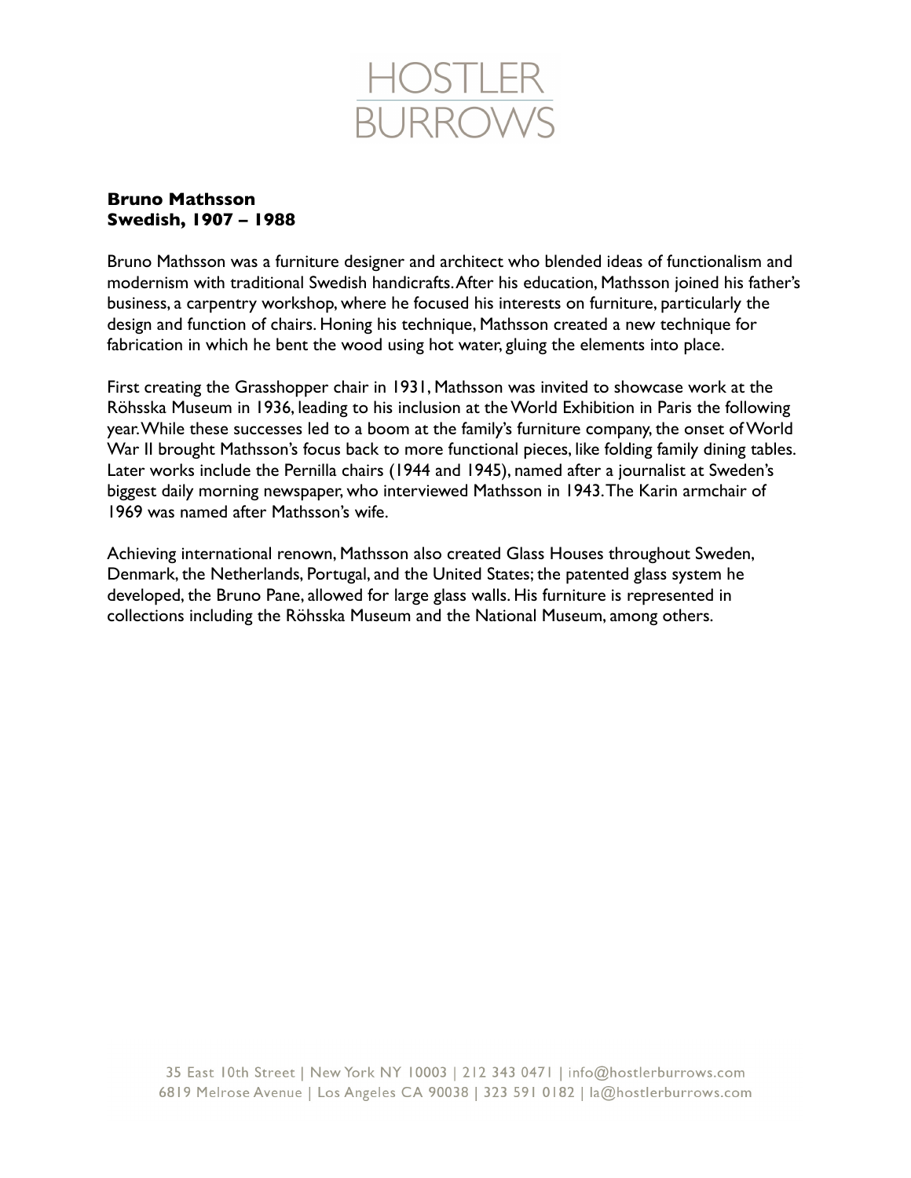# HOSTLER BURROWS

**Bruno Mathsson**
**Swedish, 1907 – 1988**

Bruno Mathsson was a furniture designer and architect who blended ideas of functionalism and modernism with traditional Swedish handicrafts. After his education, Mathsson joined his father's business, a carpentry workshop, where he focused his interests on furniture, particularly the design and function of chairs. Honing his technique, Mathsson created a new technique for fabrication in which he bent the wood using hot water, gluing the elements into place.

First creating the Grasshopper chair in 1931, Mathsson was invited to showcase work at the Röhsska Museum in 1936, leading to his inclusion at the World Exhibition in Paris the following year. While these successes led to a boom at the family's furniture company, the onset of World War II brought Mathsson's focus back to more functional pieces, like folding family dining tables. Later works include the Pernilla chairs (1944 and 1945), named after a journalist at Sweden's biggest daily morning newspaper, who interviewed Mathsson in 1943. The Karin armchair of 1969 was named after Mathsson's wife.

Achieving international renown, Mathsson also created Glass Houses throughout Sweden, Denmark, the Netherlands, Portugal, and the United States; the patented glass system he developed, the Bruno Pane, allowed for large glass walls. His furniture is represented in collections including the Röhsska Museum and the National Museum, among others.

35 East 10th Street | New York NY 10003 | 212 343 0471 | info@hostlerburrows.com
6819 Melrose Avenue | Los Angeles CA 90038 | 323 591 0182 | la@hostlerburrows.com